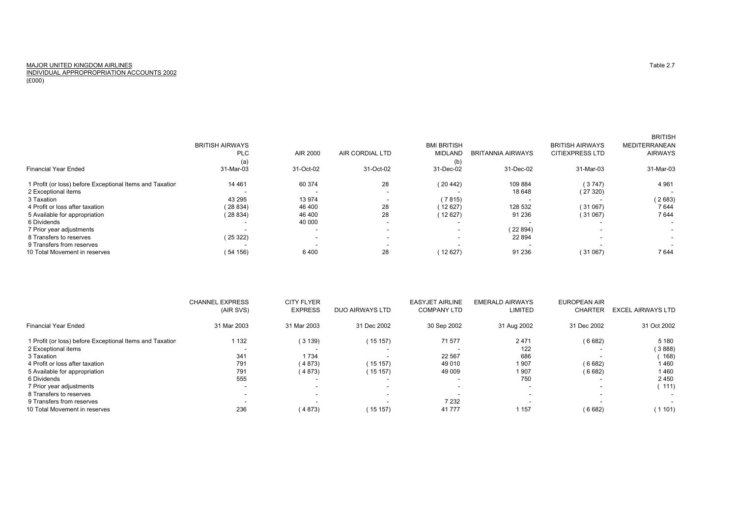MAJOR UNITED KINGDOM AIRLINES
INDIVIDUAL APPROPROPRIATION ACCOUNTS 2002
(£000)

Table 2.7

| | BRITISH AIRWAYS PLC (a) | AIR 2000 | AIR CORDIAL LTD | BMI BRITISH MIDLAND (b) | BRITANNIA AIRWAYS | BRITISH AIRWAYS CITIEXPRESS LTD | BRITISH MEDITERRANEAN AIRWAYS |
|---|---|---|---|---|---|---|---|
| Financial Year Ended | 31-Mar-03 | 31-Oct-02 | 31-Oct-02 | 31-Dec-02 | 31-Dec-02 | 31-Mar-03 | 31-Mar-03 |
| 1 Profit (or loss) before Exceptional Items and Taxation | 14 461 | 60 374 | 28 | ( 20 442) | 109 884 | ( 3 747) | 4 961 |
| 2 Exceptional items | - | - | - | - | 18 648 | ( 27 320) | - |
| 3 Taxation | 43 295 | 13 974 | - | ( 7 815) | - | - | ( 2 683) |
| 4 Profit or loss after taxation | ( 28 834) | 46 400 | 28 | ( 12 627) | 128 532 | ( 31 067) | 7 644 |
| 5 Available for appropriation | ( 28 834) | 46 400 | 28 | ( 12 627) | 91 236 | ( 31 067) | 7 644 |
| 6 Dividends | - | 40 000 | - | - | - | - | - |
| 7 Prior year adjustments | - | - | - | - | ( 22 894) | - | - |
| 8 Transfers to reserves | ( 25 322) | - | - | - | 22 894 | - | - |
| 9 Transfers from reserves | - | - | - | - | - | - | - |
| 10 Total Movement in reserves | ( 54 156) | 6 400 | 28 | ( 12 627) | 91 236 | ( 31 067) | 7 644 |

| | CHANNEL EXPRESS (AIR SVS) | CITY FLYER EXPRESS | DUO AIRWAYS LTD | EASYJET AIRLINE COMPANY LTD | EMERALD AIRWAYS LIMITED | EUROPEAN AIR CHARTER | EXCEL AIRWAYS LTD |
|---|---|---|---|---|---|---|---|
| Financial Year Ended | 31 Mar 2003 | 31 Mar 2003 | 31 Dec 2002 | 30 Sep 2002 | 31 Aug 2002 | 31 Dec 2002 | 31 Oct 2002 |
| 1 Profit (or loss) before Exceptional Items and Taxation | 1 132 | ( 3 139) | ( 15 157) | 71 577 | 2 471 | ( 6 682) | 5 180 |
| 2 Exceptional items | - | - | - | - | 122 | - | ( 3 888) |
| 3 Taxation | 341 | 1 734 | - | 22 567 | 686 | - | ( 168) |
| 4 Profit or loss after taxation | 791 | ( 4 873) | ( 15 157) | 49 010 | 1 907 | ( 6 682) | 1 460 |
| 5 Available for appropriation | 791 | ( 4 873) | ( 15 157) | 49 009 | 1 907 | ( 6 682) | 1 460 |
| 6 Dividends | 555 | - | - | - | 750 | - | 2 450 |
| 7 Prior year adjustments | - | - | - | - | - | - | ( 111) |
| 8 Transfers to reserves | - | - | - | - | - | - | - |
| 9 Transfers from reserves | - | - | - | 7 232 | - | - | - |
| 10 Total Movement in reserves | 236 | ( 4 873) | ( 15 157) | 41 777 | 1 157 | ( 6 682) | ( 1 101) |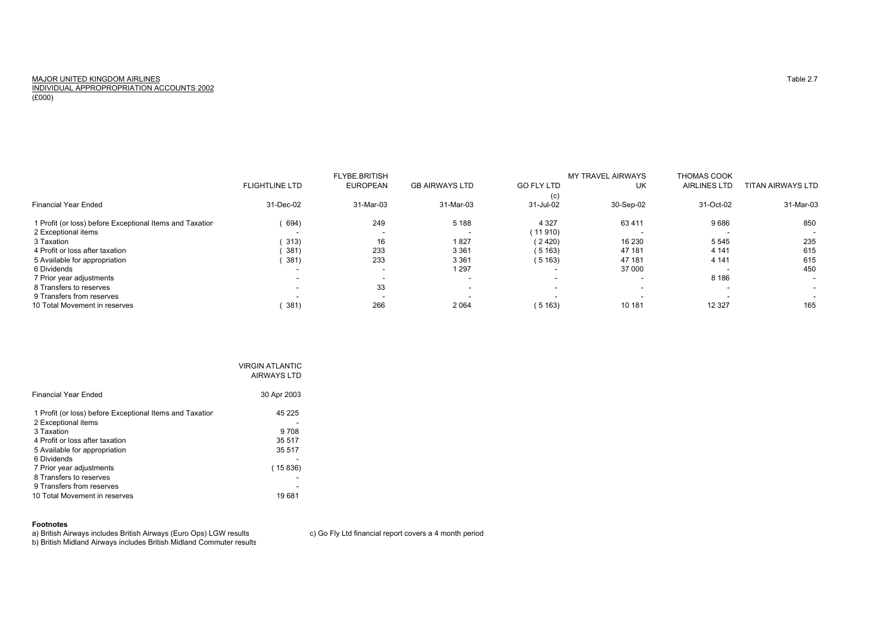MAJOR UNITED KINGDOM AIRLINES
INDIVIDUAL APPROPRIATION ACCOUNTS 2002
(£000)

Table 2.7

| | FLIGHTLINE LTD | FLYBE.BRITISH EUROPEAN | GB AIRWAYS LTD | GO FLY LTD (c) | MY TRAVEL AIRWAYS UK | THOMAS COOK AIRLINES LTD | TITAN AIRWAYS LTD |
|---|---|---|---|---|---|---|---|
| Financial Year Ended | 31-Dec-02 | 31-Mar-03 | 31-Mar-03 | 31-Jul-02 | 30-Sep-02 | 31-Oct-02 | 31-Mar-03 |
| 1 Profit (or loss) before Exceptional Items and Taxation | ( 694) | 249 | 5 188 | 4 327 | 63 411 | 9 686 | 850 |
| 2 Exceptional items | - | - | - | ( 11 910) | - | - | - |
| 3 Taxation | ( 313) | 16 | 1 827 | ( 2 420) | 16 230 | 5 545 | 235 |
| 4 Profit or loss after taxation | ( 381) | 233 | 3 361 | ( 5 163) | 47 181 | 4 141 | 615 |
| 5 Available for appropriation | ( 381) | 233 | 3 361 | ( 5 163) | 47 181 | 4 141 | 615 |
| 6 Dividends | - | - | 1 297 | - | 37 000 | - | 450 |
| 7 Prior year adjustments | - | - | - | - | - | 8 186 | - |
| 8 Transfers to reserves | - | 33 | - | - | - | - | - |
| 9 Transfers from reserves | - | - | - | - | - | - | - |
| 10 Total Movement in reserves | ( 381) | 266 | 2 064 | ( 5 163) | 10 181 | 12 327 | 165 |

| | VIRGIN ATLANTIC AIRWAYS LTD |
|---|---|
| Financial Year Ended | 30 Apr 2003 |
| 1 Profit (or loss) before Exceptional Items and Taxation | 45 225 |
| 2 Exceptional items | - |
| 3 Taxation | 9 708 |
| 4 Profit or loss after taxation | 35 517 |
| 5 Available for appropriation | 35 517 |
| 6 Dividends | - |
| 7 Prior year adjustments | ( 15 836) |
| 8 Transfers to reserves | - |
| 9 Transfers from reserves | - |
| 10 Total Movement in reserves | 19 681 |

**Footnotes**

a) British Airways includes British Airways (Euro Ops) LGW results

b) British Midland Airways includes British Midland Commuter results

c) Go Fly Ltd financial report covers a 4 month period.